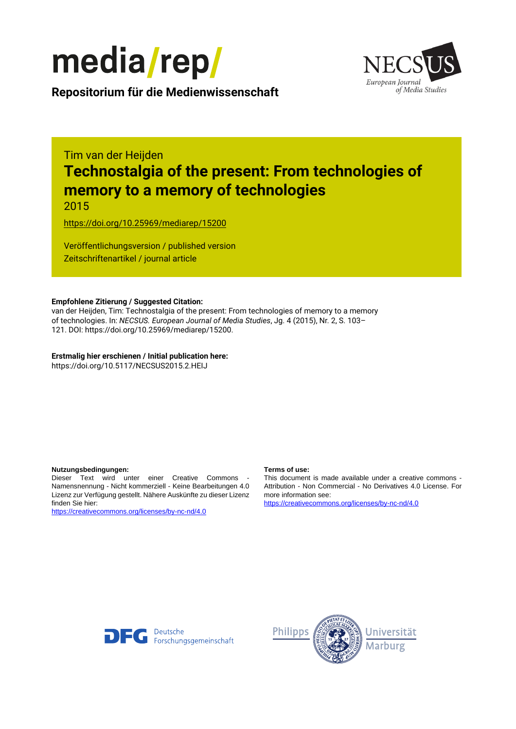media/rep/

**Repositorium für die Medienwissenschaft**

NECSUS European Journal of Media Studies

Tim van der Heijden

# Technostalgia of the present: From technologies of memory to a memory of technologies

2015

https://doi.org/10.25969/mediarep/15200

Veröffentlichungsversion / published version
Zeitschriftenartikel / journal article

**Empfohlene Zitierung / Suggested Citation:**
van der Heijden, Tim: Technostalgia of the present: From technologies of memory to a memory of technologies. In: *NECSUS. European Journal of Media Studies*, Jg. 4 (2015), Nr. 2, S. 103–121. DOI: https://doi.org/10.25969/mediarep/15200.

**Erstmalig hier erschienen / Initial publication here:**
https://doi.org/10.5117/NECSUS2015.2.HEIJ

**Nutzungsbedingungen:**
Dieser Text wird unter einer Creative Commons - Namensnennung - Nicht kommerziell - Keine Bearbeitungen 4.0 Lizenz zur Verfügung gestellt. Nähere Auskünfte zu dieser Lizenz finden Sie hier:
https://creativecommons.org/licenses/by-nc-nd/4.0

**Terms of use:**
This document is made available under a creative commons - Attribution - Non Commercial - No Derivatives 4.0 License. For more information see:
https://creativecommons.org/licenses/by-nc-nd/4.0

Deutsche Forschungsgemeinschaft

Philipps Universität Marburg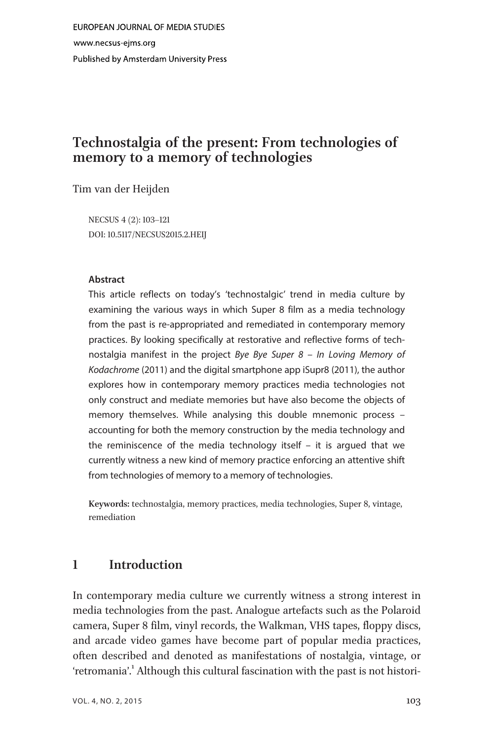EUROPEAN JOURNAL OF MEDIA STUDIES

www.necsus-ejms.org

Published by Amsterdam University Press

# Technostalgia of the present: From technologies of memory to a memory of technologies

Tim van der Heijden

NECSUS 4 (2): 103–121
DOI: 10.5117/NECSUS2015.2.HEIJ

**Abstract**

This article reflects on today's 'technostalgic' trend in media culture by examining the various ways in which Super 8 film as a media technology from the past is re-appropriated and remediated in contemporary memory practices. By looking specifically at restorative and reflective forms of technostalgia manifest in the project *Bye Bye Super 8 – In Loving Memory of Kodachrome* (2011) and the digital smartphone app iSupr8 (2011), the author explores how in contemporary memory practices media technologies not only construct and mediate memories but have also become the objects of memory themselves. While analysing this double mnemonic process – accounting for both the memory construction by the media technology and the reminiscence of the media technology itself – it is argued that we currently witness a new kind of memory practice enforcing an attentive shift from technologies of memory to a memory of technologies.

**Keywords:** technostalgia, memory practices, media technologies, Super 8, vintage, remediation

## 1 Introduction

In contemporary media culture we currently witness a strong interest in media technologies from the past. Analogue artefacts such as the Polaroid camera, Super 8 film, vinyl records, the Walkman, VHS tapes, floppy discs, and arcade video games have become part of popular media practices, often described and denoted as manifestations of nostalgia, vintage, or 'retromania'.[1] Although this cultural fascination with the past is not histori-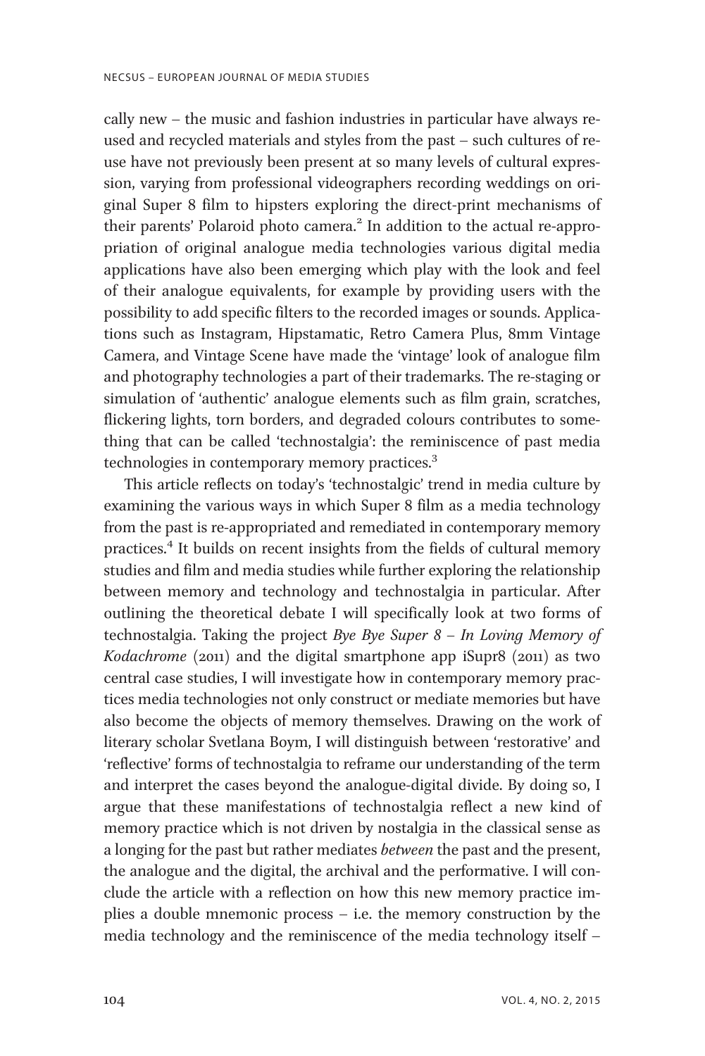cally new – the music and fashion industries in particular have always reused and recycled materials and styles from the past – such cultures of re-use have not previously been present at so many levels of cultural expression, varying from professional videographers recording weddings on original Super 8 film to hipsters exploring the direct-print mechanisms of their parents' Polaroid photo camera.[2] In addition to the actual re-appropriation of original analogue media technologies various digital media applications have also been emerging which play with the look and feel of their analogue equivalents, for example by providing users with the possibility to add specific filters to the recorded images or sounds. Applications such as Instagram, Hipstamatic, Retro Camera Plus, 8mm Vintage Camera, and Vintage Scene have made the 'vintage' look of analogue film and photography technologies a part of their trademarks. The re-staging or simulation of 'authentic' analogue elements such as film grain, scratches, flickering lights, torn borders, and degraded colours contributes to something that can be called 'technostalgia': the reminiscence of past media technologies in contemporary memory practices.[3]

This article reflects on today's 'technostalgic' trend in media culture by examining the various ways in which Super 8 film as a media technology from the past is re-appropriated and remediated in contemporary memory practices.[4] It builds on recent insights from the fields of cultural memory studies and film and media studies while further exploring the relationship between memory and technology and technostalgia in particular. After outlining the theoretical debate I will specifically look at two forms of technostalgia. Taking the project *Bye Bye Super 8 – In Loving Memory of Kodachrome* (2011) and the digital smartphone app iSupr8 (2011) as two central case studies, I will investigate how in contemporary memory practices media technologies not only construct or mediate memories but have also become the objects of memory themselves. Drawing on the work of literary scholar Svetlana Boym, I will distinguish between 'restorative' and 'reflective' forms of technostalgia to reframe our understanding of the term and interpret the cases beyond the analogue-digital divide. By doing so, I argue that these manifestations of technostalgia reflect a new kind of memory practice which is not driven by nostalgia in the classical sense as a longing for the past but rather mediates *between* the past and the present, the analogue and the digital, the archival and the performative. I will conclude the article with a reflection on how this new memory practice implies a double mnemonic process – i.e. the memory construction by the media technology and the reminiscence of the media technology itself –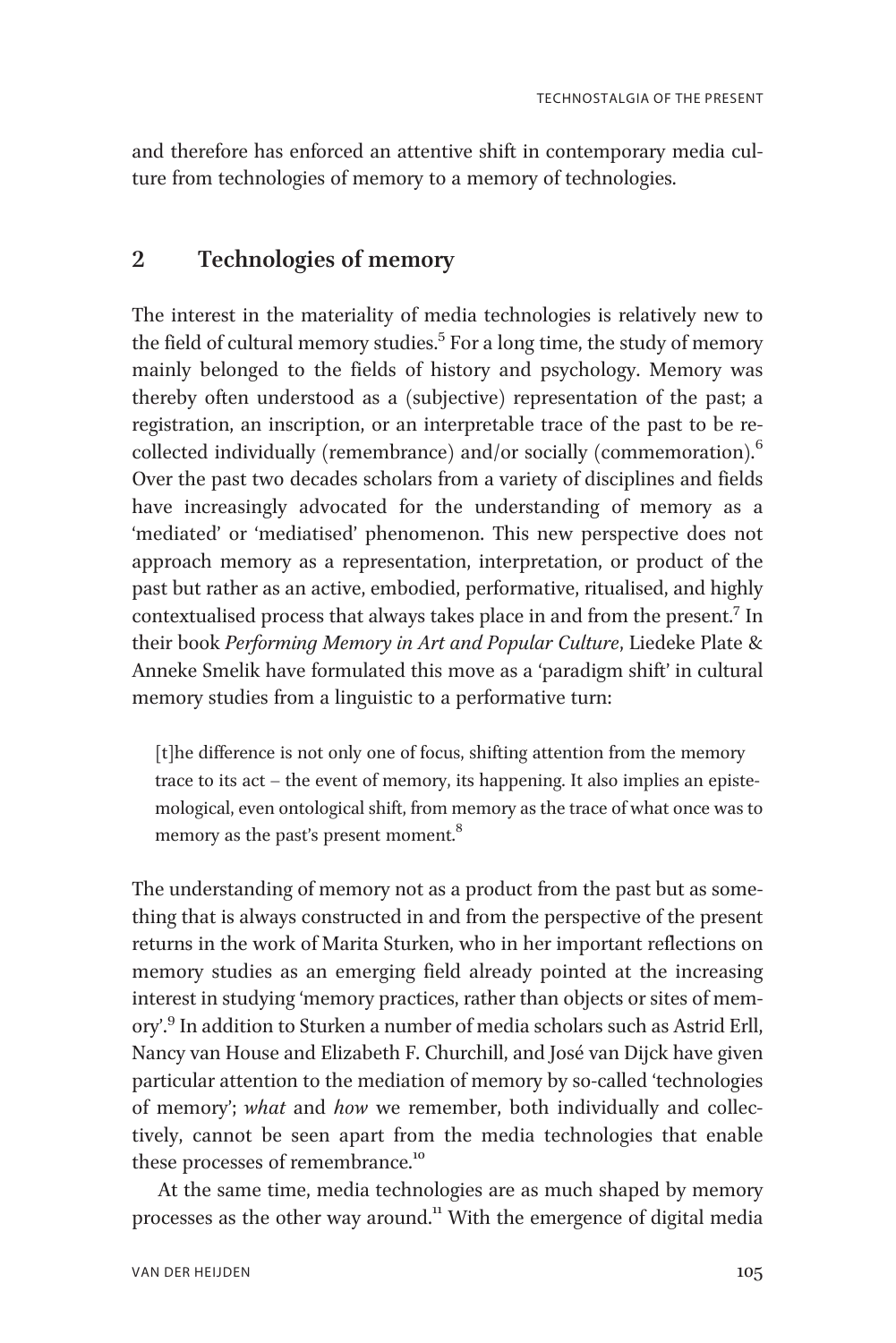and therefore has enforced an attentive shift in contemporary media culture from technologies of memory to a memory of technologies.

## 2 Technologies of memory

The interest in the materiality of media technologies is relatively new to the field of cultural memory studies.[5] For a long time, the study of memory mainly belonged to the fields of history and psychology. Memory was thereby often understood as a (subjective) representation of the past; a registration, an inscription, or an interpretable trace of the past to be recollected individually (remembrance) and/or socially (commemoration).[6] Over the past two decades scholars from a variety of disciplines and fields have increasingly advocated for the understanding of memory as a 'mediated' or 'mediatised' phenomenon. This new perspective does not approach memory as a representation, interpretation, or product of the past but rather as an active, embodied, performative, ritualised, and highly contextualised process that always takes place in and from the present.[7] In their book *Performing Memory in Art and Popular Culture*, Liedeke Plate & Anneke Smelik have formulated this move as a 'paradigm shift' in cultural memory studies from a linguistic to a performative turn:

> [t]he difference is not only one of focus, shifting attention from the memory trace to its act – the event of memory, its happening. It also implies an epistemological, even ontological shift, from memory as the trace of what once was to memory as the past's present moment.[8]

The understanding of memory not as a product from the past but as something that is always constructed in and from the perspective of the present returns in the work of Marita Sturken, who in her important reflections on memory studies as an emerging field already pointed at the increasing interest in studying 'memory practices, rather than objects or sites of memory'.[9] In addition to Sturken a number of media scholars such as Astrid Erll, Nancy van House and Elizabeth F. Churchill, and José van Dijck have given particular attention to the mediation of memory by so-called 'technologies of memory'; *what* and *how* we remember, both individually and collectively, cannot be seen apart from the media technologies that enable these processes of remembrance.[10]

At the same time, media technologies are as much shaped by memory processes as the other way around.[11] With the emergence of digital media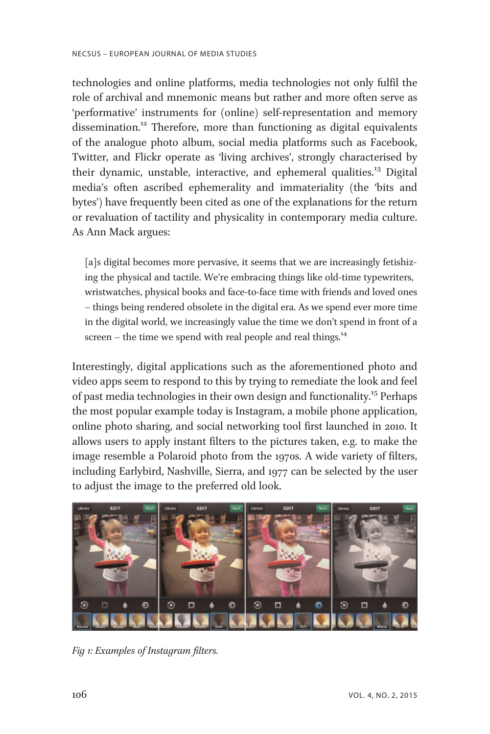technologies and online platforms, media technologies not only fulfil the role of archival and mnemonic means but rather and more often serve as 'performative' instruments for (online) self-representation and memory dissemination.[12] Therefore, more than functioning as digital equivalents of the analogue photo album, social media platforms such as Facebook, Twitter, and Flickr operate as 'living archives', strongly characterised by their dynamic, unstable, interactive, and ephemeral qualities.[13] Digital media's often ascribed ephemerality and immateriality (the 'bits and bytes') have frequently been cited as one of the explanations for the return or revaluation of tactility and physicality in contemporary media culture. As Ann Mack argues:

> [a]s digital becomes more pervasive, it seems that we are increasingly fetishizing the physical and tactile. We're embracing things like old-time typewriters, wristwatches, physical books and face-to-face time with friends and loved ones – things being rendered obsolete in the digital era. As we spend ever more time in the digital world, we increasingly value the time we don't spend in front of a screen – the time we spend with real people and real things.[14]

Interestingly, digital applications such as the aforementioned photo and video apps seem to respond to this by trying to remediate the look and feel of past media technologies in their own design and functionality.[15] Perhaps the most popular example today is Instagram, a mobile phone application, online photo sharing, and social networking tool first launched in 2010. It allows users to apply instant filters to the pictures taken, e.g. to make the image resemble a Polaroid photo from the 1970s. A wide variety of filters, including Earlybird, Nashville, Sierra, and 1977 can be selected by the user to adjust the image to the preferred old look.

*Fig 1: Examples of Instagram filters.*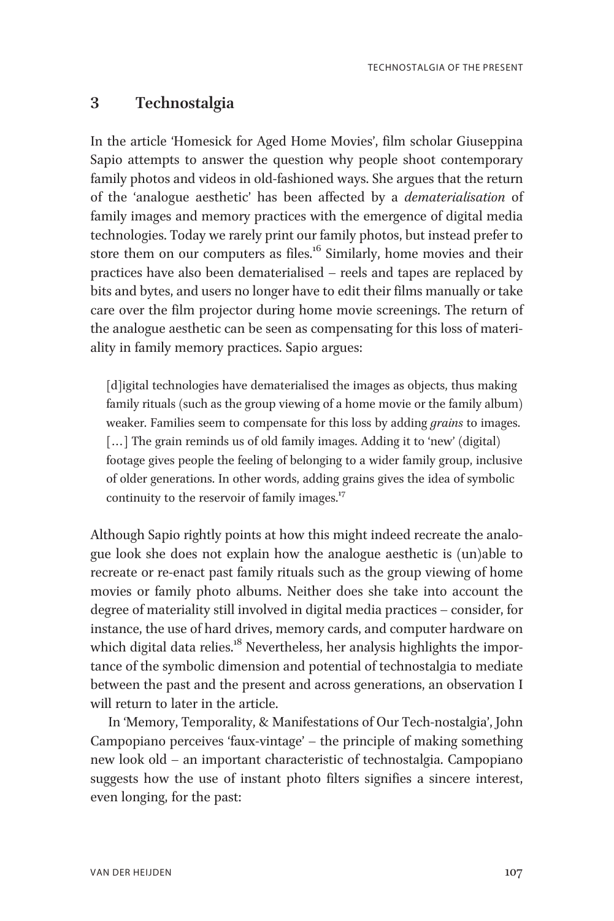## 3 Technostalgia

In the article 'Homesick for Aged Home Movies', film scholar Giuseppina Sapio attempts to answer the question why people shoot contemporary family photos and videos in old-fashioned ways. She argues that the return of the 'analogue aesthetic' has been affected by a *dematerialisation* of family images and memory practices with the emergence of digital media technologies. Today we rarely print our family photos, but instead prefer to store them on our computers as files.[16] Similarly, home movies and their practices have also been dematerialised – reels and tapes are replaced by bits and bytes, and users no longer have to edit their films manually or take care over the film projector during home movie screenings. The return of the analogue aesthetic can be seen as compensating for this loss of materiality in family memory practices. Sapio argues:

> [d]igital technologies have dematerialised the images as objects, thus making family rituals (such as the group viewing of a home movie or the family album) weaker. Families seem to compensate for this loss by adding *grains* to images. [...] The grain reminds us of old family images. Adding it to 'new' (digital) footage gives people the feeling of belonging to a wider family group, inclusive of older generations. In other words, adding grains gives the idea of symbolic continuity to the reservoir of family images.[17]

Although Sapio rightly points at how this might indeed recreate the analogue look she does not explain how the analogue aesthetic is (un)able to recreate or re-enact past family rituals such as the group viewing of home movies or family photo albums. Neither does she take into account the degree of materiality still involved in digital media practices – consider, for instance, the use of hard drives, memory cards, and computer hardware on which digital data relies.[18] Nevertheless, her analysis highlights the importance of the symbolic dimension and potential of technostalgia to mediate between the past and the present and across generations, an observation I will return to later in the article.

In 'Memory, Temporality, & Manifestations of Our Tech-nostalgia', John Campopiano perceives 'faux-vintage' – the principle of making something new look old – an important characteristic of technostalgia. Campopiano suggests how the use of instant photo filters signifies a sincere interest, even longing, for the past: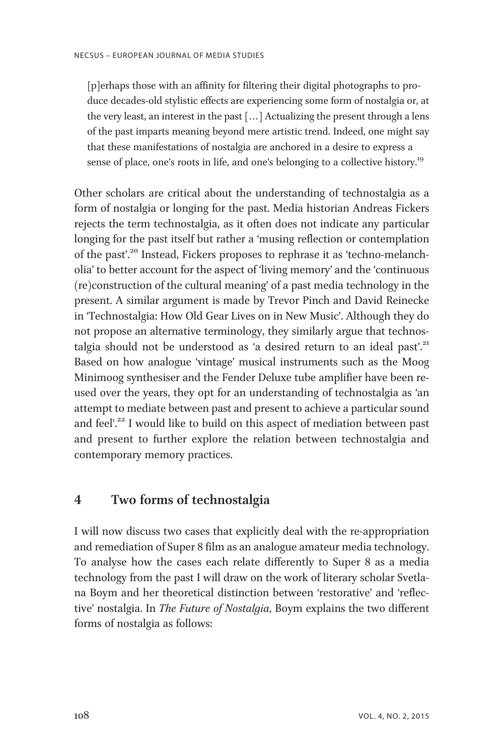> [p]erhaps those with an affinity for filtering their digital photographs to produce decades-old stylistic effects are experiencing some form of nostalgia or, at the very least, an interest in the past […] Actualizing the present through a lens of the past imparts meaning beyond mere artistic trend. Indeed, one might say that these manifestations of nostalgia are anchored in a desire to express a sense of place, one's roots in life, and one's belonging to a collective history.[19]

Other scholars are critical about the understanding of technostalgia as a form of nostalgia or longing for the past. Media historian Andreas Fickers rejects the term technostalgia, as it often does not indicate any particular longing for the past itself but rather a 'musing reflection or contemplation of the past'.[20] Instead, Fickers proposes to rephrase it as 'techno-melancholia' to better account for the aspect of 'living memory' and the 'continuous (re)construction of the cultural meaning' of a past media technology in the present. A similar argument is made by Trevor Pinch and David Reinecke in 'Technostalgia: How Old Gear Lives on in New Music'. Although they do not propose an alternative terminology, they similarly argue that technostalgia should not be understood as 'a desired return to an ideal past'.[21] Based on how analogue 'vintage' musical instruments such as the Moog Minimoog synthesiser and the Fender Deluxe tube amplifier have been re-used over the years, they opt for an understanding of technostalgia as 'an attempt to mediate between past and present to achieve a particular sound and feel'.[22] I would like to build on this aspect of mediation between past and present to further explore the relation between technostalgia and contemporary memory practices.

## 4 Two forms of technostalgia

I will now discuss two cases that explicitly deal with the re-appropriation and remediation of Super 8 film as an analogue amateur media technology. To analyse how the cases each relate differently to Super 8 as a media technology from the past I will draw on the work of literary scholar Svetlana Boym and her theoretical distinction between 'restorative' and 'reflective' nostalgia. In *The Future of Nostalgia*, Boym explains the two different forms of nostalgia as follows: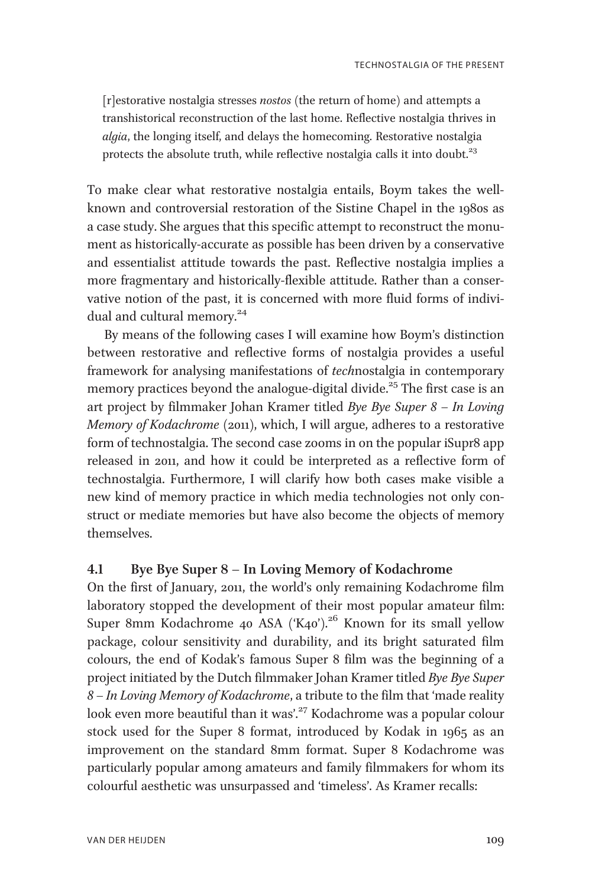> [r]estorative nostalgia stresses *nostos* (the return of home) and attempts a transhistorical reconstruction of the last home. Reflective nostalgia thrives in *algia*, the longing itself, and delays the homecoming. Restorative nostalgia protects the absolute truth, while reflective nostalgia calls it into doubt.[23]

To make clear what restorative nostalgia entails, Boym takes the well-known and controversial restoration of the Sistine Chapel in the 1980s as a case study. She argues that this specific attempt to reconstruct the monument as historically-accurate as possible has been driven by a conservative and essentialist attitude towards the past. Reflective nostalgia implies a more fragmentary and historically-flexible attitude. Rather than a conservative notion of the past, it is concerned with more fluid forms of individual and cultural memory.[24]

By means of the following cases I will examine how Boym's distinction between restorative and reflective forms of nostalgia provides a useful framework for analysing manifestations of *tech*nostalgia in contemporary memory practices beyond the analogue-digital divide.[25] The first case is an art project by filmmaker Johan Kramer titled *Bye Bye Super 8 – In Loving Memory of Kodachrome* (2011), which, I will argue, adheres to a restorative form of technostalgia. The second case zooms in on the popular iSupr8 app released in 2011, and how it could be interpreted as a reflective form of technostalgia. Furthermore, I will clarify how both cases make visible a new kind of memory practice in which media technologies not only construct or mediate memories but have also become the objects of memory themselves.

## 4.1 Bye Bye Super 8 – In Loving Memory of Kodachrome

On the first of January, 2011, the world's only remaining Kodachrome film laboratory stopped the development of their most popular amateur film: Super 8mm Kodachrome 40 ASA ('K40').[26] Known for its small yellow package, colour sensitivity and durability, and its bright saturated film colours, the end of Kodak's famous Super 8 film was the beginning of a project initiated by the Dutch filmmaker Johan Kramer titled *Bye Bye Super 8 – In Loving Memory of Kodachrome*, a tribute to the film that 'made reality look even more beautiful than it was'.[27] Kodachrome was a popular colour stock used for the Super 8 format, introduced by Kodak in 1965 as an improvement on the standard 8mm format. Super 8 Kodachrome was particularly popular among amateurs and family filmmakers for whom its colourful aesthetic was unsurpassed and 'timeless'. As Kramer recalls: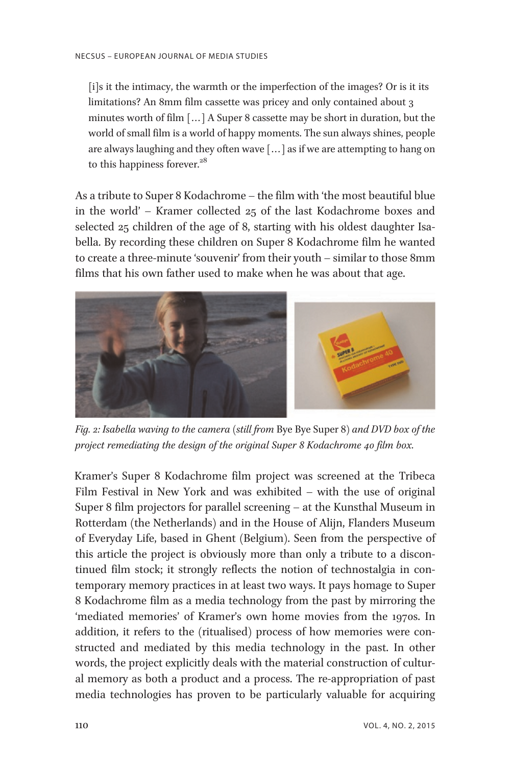> [i]s it the intimacy, the warmth or the imperfection of the images? Or is it its limitations? An 8mm film cassette was pricey and only contained about 3 minutes worth of film […] A Super 8 cassette may be short in duration, but the world of small film is a world of happy moments. The sun always shines, people are always laughing and they often wave […] as if we are attempting to hang on to this happiness forever.[28]

As a tribute to Super 8 Kodachrome – the film with 'the most beautiful blue in the world' – Kramer collected 25 of the last Kodachrome boxes and selected 25 children of the age of 8, starting with his oldest daughter Isabella. By recording these children on Super 8 Kodachrome film he wanted to create a three-minute 'souvenir' from their youth – similar to those 8mm films that his own father used to make when he was about that age.

*Fig. 2: Isabella waving to the camera (still from* Bye Bye Super 8*) and DVD box of the project remediating the design of the original Super 8 Kodachrome 40 film box.*

Kramer's Super 8 Kodachrome film project was screened at the Tribeca Film Festival in New York and was exhibited – with the use of original Super 8 film projectors for parallel screening – at the Kunsthal Museum in Rotterdam (the Netherlands) and in the House of Alijn, Flanders Museum of Everyday Life, based in Ghent (Belgium). Seen from the perspective of this article the project is obviously more than only a tribute to a discontinued film stock; it strongly reflects the notion of technostalgia in contemporary memory practices in at least two ways. It pays homage to Super 8 Kodachrome film as a media technology from the past by mirroring the 'mediated memories' of Kramer's own home movies from the 1970s. In addition, it refers to the (ritualised) process of how memories were constructed and mediated by this media technology in the past. In other words, the project explicitly deals with the material construction of cultural memory as both a product and a process. The re-appropriation of past media technologies has proven to be particularly valuable for acquiring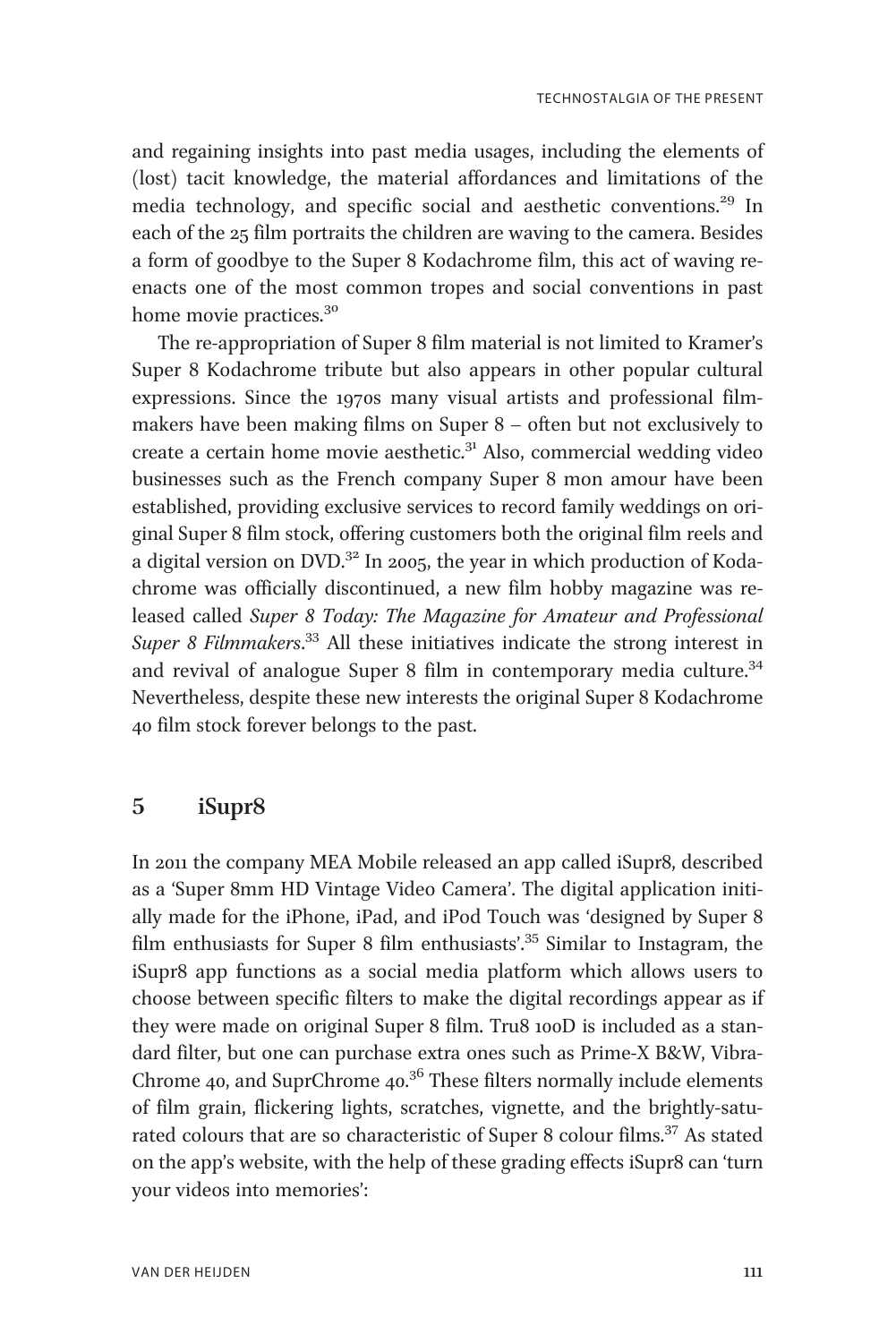and regaining insights into past media usages, including the elements of (lost) tacit knowledge, the material affordances and limitations of the media technology, and specific social and aesthetic conventions.[29] In each of the 25 film portraits the children are waving to the camera. Besides a form of goodbye to the Super 8 Kodachrome film, this act of waving re-enacts one of the most common tropes and social conventions in past home movie practices.[30]

The re-appropriation of Super 8 film material is not limited to Kramer's Super 8 Kodachrome tribute but also appears in other popular cultural expressions. Since the 1970s many visual artists and professional film-makers have been making films on Super 8 – often but not exclusively to create a certain home movie aesthetic.[31] Also, commercial wedding video businesses such as the French company Super 8 mon amour have been established, providing exclusive services to record family weddings on original Super 8 film stock, offering customers both the original film reels and a digital version on DVD.[32] In 2005, the year in which production of Kodachrome was officially discontinued, a new film hobby magazine was released called *Super 8 Today: The Magazine for Amateur and Professional Super 8 Filmmakers*.[33] All these initiatives indicate the strong interest in and revival of analogue Super 8 film in contemporary media culture.[34] Nevertheless, despite these new interests the original Super 8 Kodachrome 40 film stock forever belongs to the past.

## 5 iSupr8

In 2011 the company MEA Mobile released an app called iSupr8, described as a 'Super 8mm HD Vintage Video Camera'. The digital application initially made for the iPhone, iPad, and iPod Touch was 'designed by Super 8 film enthusiasts for Super 8 film enthusiasts'.[35] Similar to Instagram, the iSupr8 app functions as a social media platform which allows users to choose between specific filters to make the digital recordings appear as if they were made on original Super 8 film. Tru8 100D is included as a standard filter, but one can purchase extra ones such as Prime-X B&W, VibraChrome 40, and SuprChrome 40.[36] These filters normally include elements of film grain, flickering lights, scratches, vignette, and the brightly-saturated colours that are so characteristic of Super 8 colour films.[37] As stated on the app's website, with the help of these grading effects iSupr8 can 'turn your videos into memories':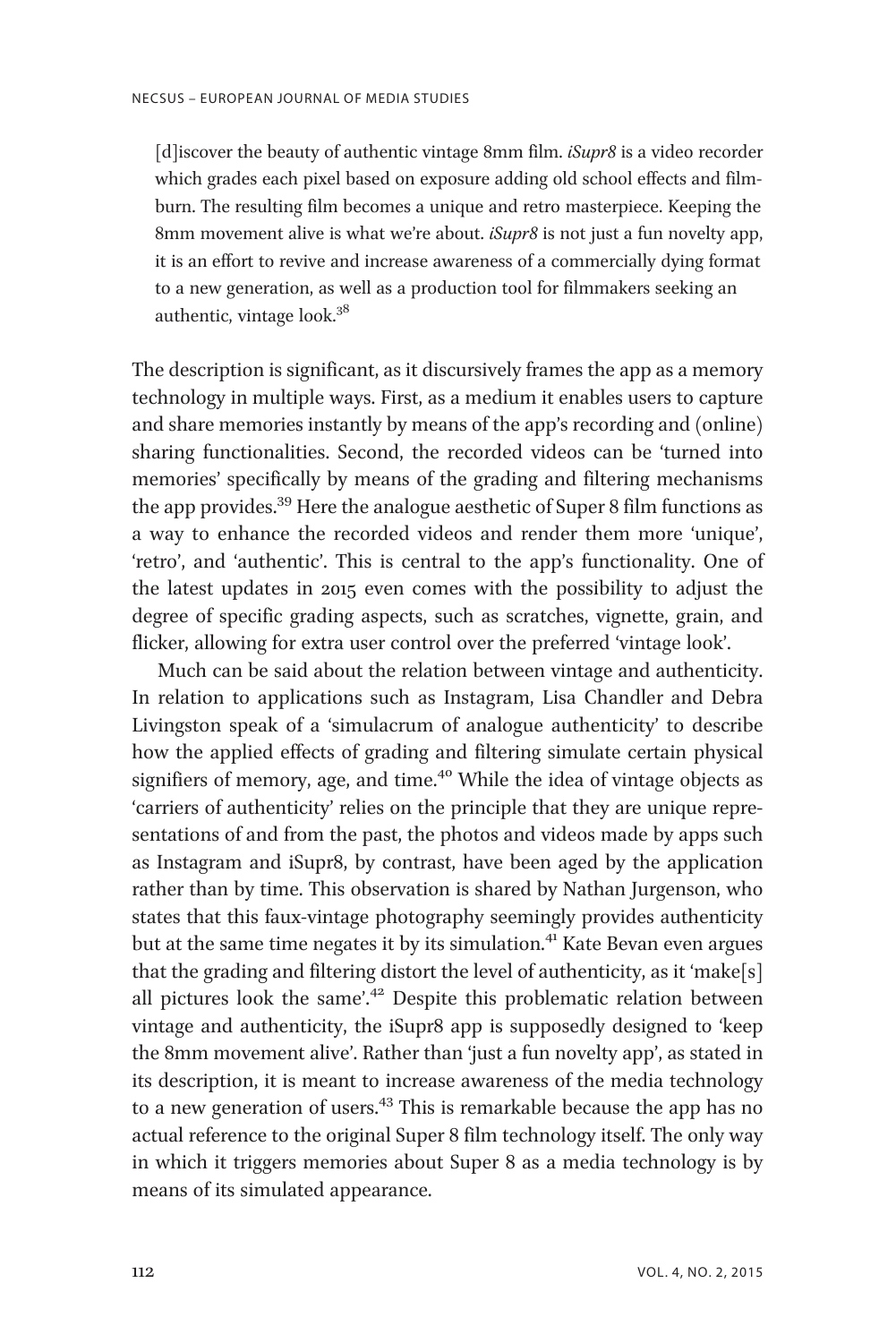[d]iscover the beauty of authentic vintage 8mm film. *iSupr8* is a video recorder which grades each pixel based on exposure adding old school effects and film-burn. The resulting film becomes a unique and retro masterpiece. Keeping the 8mm movement alive is what we're about. *iSupr8* is not just a fun novelty app, it is an effort to revive and increase awareness of a commercially dying format to a new generation, as well as a production tool for filmmakers seeking an authentic, vintage look.[38]

The description is significant, as it discursively frames the app as a memory technology in multiple ways. First, as a medium it enables users to capture and share memories instantly by means of the app's recording and (online) sharing functionalities. Second, the recorded videos can be 'turned into memories' specifically by means of the grading and filtering mechanisms the app provides.[39] Here the analogue aesthetic of Super 8 film functions as a way to enhance the recorded videos and render them more 'unique', 'retro', and 'authentic'. This is central to the app's functionality. One of the latest updates in 2015 even comes with the possibility to adjust the degree of specific grading aspects, such as scratches, vignette, grain, and flicker, allowing for extra user control over the preferred 'vintage look'.

Much can be said about the relation between vintage and authenticity. In relation to applications such as Instagram, Lisa Chandler and Debra Livingston speak of a 'simulacrum of analogue authenticity' to describe how the applied effects of grading and filtering simulate certain physical signifiers of memory, age, and time.[40] While the idea of vintage objects as 'carriers of authenticity' relies on the principle that they are unique representations of and from the past, the photos and videos made by apps such as Instagram and iSupr8, by contrast, have been aged by the application rather than by time. This observation is shared by Nathan Jurgenson, who states that this faux-vintage photography seemingly provides authenticity but at the same time negates it by its simulation.[41] Kate Bevan even argues that the grading and filtering distort the level of authenticity, as it 'make[s] all pictures look the same'.[42] Despite this problematic relation between vintage and authenticity, the iSupr8 app is supposedly designed to 'keep the 8mm movement alive'. Rather than 'just a fun novelty app', as stated in its description, it is meant to increase awareness of the media technology to a new generation of users.[43] This is remarkable because the app has no actual reference to the original Super 8 film technology itself. The only way in which it triggers memories about Super 8 as a media technology is by means of its simulated appearance.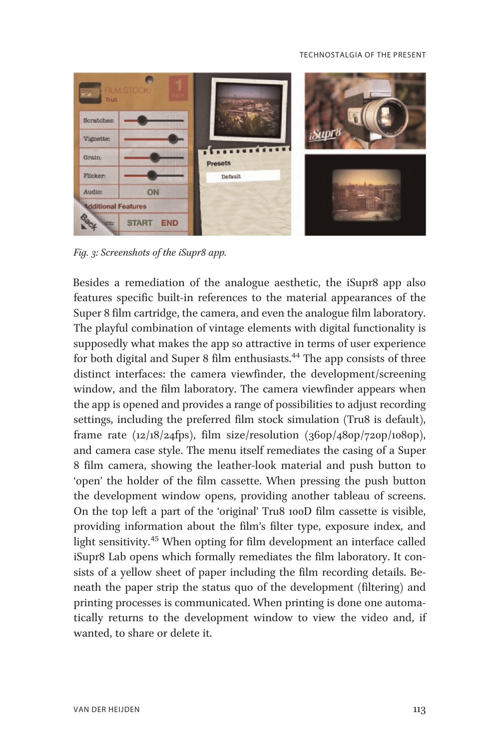*Fig. 3: Screenshots of the iSupr8 app.*

Besides a remediation of the analogue aesthetic, the iSupr8 app also features specific built-in references to the material appearances of the Super 8 film cartridge, the camera, and even the analogue film laboratory. The playful combination of vintage elements with digital functionality is supposedly what makes the app so attractive in terms of user experience for both digital and Super 8 film enthusiasts.[44] The app consists of three distinct interfaces: the camera viewfinder, the development/screening window, and the film laboratory. The camera viewfinder appears when the app is opened and provides a range of possibilities to adjust recording settings, including the preferred film stock simulation (Tru8 is default), frame rate (12/18/24fps), film size/resolution (360p/480p/720p/1080p), and camera case style. The menu itself remediates the casing of a Super 8 film camera, showing the leather-look material and push button to 'open' the holder of the film cassette. When pressing the push button the development window opens, providing another tableau of screens. On the top left a part of the 'original' Tru8 100D film cassette is visible, providing information about the film's filter type, exposure index, and light sensitivity.[45] When opting for film development an interface called iSupr8 Lab opens which formally remediates the film laboratory. It consists of a yellow sheet of paper including the film recording details. Beneath the paper strip the status quo of the development (filtering) and printing processes is communicated. When printing is done one automatically returns to the development window to view the video and, if wanted, to share or delete it.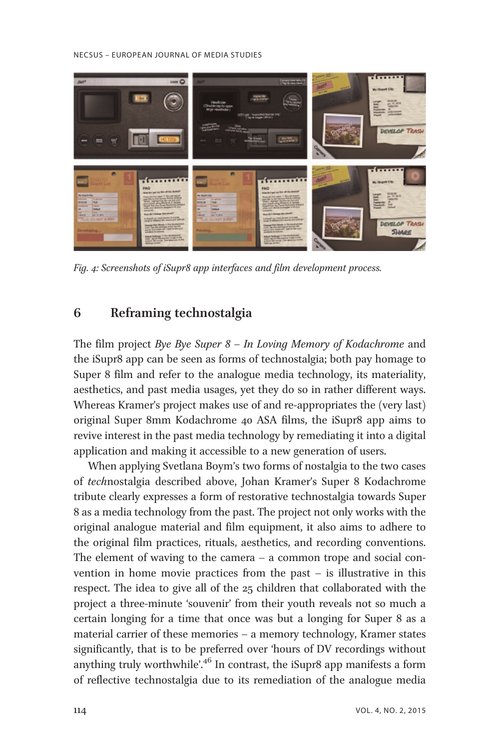*Fig. 4: Screenshots of iSupr8 app interfaces and film development process.*

## 6 Reframing technostalgia

The film project *Bye Bye Super 8 – In Loving Memory of Kodachrome* and the iSupr8 app can be seen as forms of technostalgia; both pay homage to Super 8 film and refer to the analogue media technology, its materiality, aesthetics, and past media usages, yet they do so in rather different ways. Whereas Kramer's project makes use of and re-appropriates the (very last) original Super 8mm Kodachrome 40 ASA films, the iSupr8 app aims to revive interest in the past media technology by remediating it into a digital application and making it accessible to a new generation of users.

When applying Svetlana Boym's two forms of nostalgia to the two cases of *tech*nostalgia described above, Johan Kramer's Super 8 Kodachrome tribute clearly expresses a form of restorative technostalgia towards Super 8 as a media technology from the past. The project not only works with the original analogue material and film equipment, it also aims to adhere to the original film practices, rituals, aesthetics, and recording conventions. The element of waving to the camera – a common trope and social convention in home movie practices from the past – is illustrative in this respect. The idea to give all of the 25 children that collaborated with the project a three-minute 'souvenir' from their youth reveals not so much a certain longing for a time that once was but a longing for Super 8 as a material carrier of these memories – a memory technology, Kramer states significantly, that is to be preferred over 'hours of DV recordings without anything truly worthwhile'.[46] In contrast, the iSupr8 app manifests a form of reflective technostalgia due to its remediation of the analogue media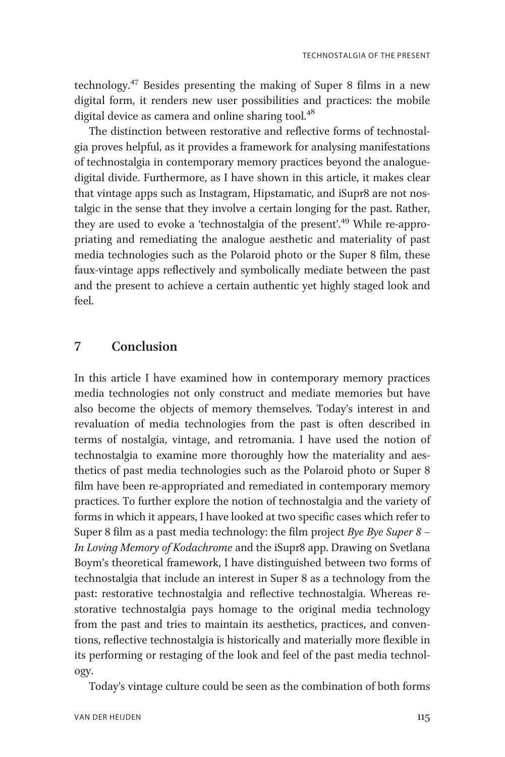technology.[47] Besides presenting the making of Super 8 films in a new digital form, it renders new user possibilities and practices: the mobile digital device as camera and online sharing tool.[48]

The distinction between restorative and reflective forms of technostalgia proves helpful, as it provides a framework for analysing manifestations of technostalgia in contemporary memory practices beyond the analogue-digital divide. Furthermore, as I have shown in this article, it makes clear that vintage apps such as Instagram, Hipstamatic, and iSupr8 are not nostalgic in the sense that they involve a certain longing for the past. Rather, they are used to evoke a 'technostalgia of the present'.[49] While re-appropriating and remediating the analogue aesthetic and materiality of past media technologies such as the Polaroid photo or the Super 8 film, these faux-vintage apps reflectively and symbolically mediate between the past and the present to achieve a certain authentic yet highly staged look and feel.

## 7 Conclusion

In this article I have examined how in contemporary memory practices media technologies not only construct and mediate memories but have also become the objects of memory themselves. Today's interest in and revaluation of media technologies from the past is often described in terms of nostalgia, vintage, and retromania. I have used the notion of technostalgia to examine more thoroughly how the materiality and aesthetics of past media technologies such as the Polaroid photo or Super 8 film have been re-appropriated and remediated in contemporary memory practices. To further explore the notion of technostalgia and the variety of forms in which it appears, I have looked at two specific cases which refer to Super 8 film as a past media technology: the film project *Bye Bye Super 8 – In Loving Memory of Kodachrome* and the iSupr8 app. Drawing on Svetlana Boym's theoretical framework, I have distinguished between two forms of technostalgia that include an interest in Super 8 as a technology from the past: restorative technostalgia and reflective technostalgia. Whereas restorative technostalgia pays homage to the original media technology from the past and tries to maintain its aesthetics, practices, and conventions, reflective technostalgia is historically and materially more flexible in its performing or restaging of the look and feel of the past media technology.

Today's vintage culture could be seen as the combination of both forms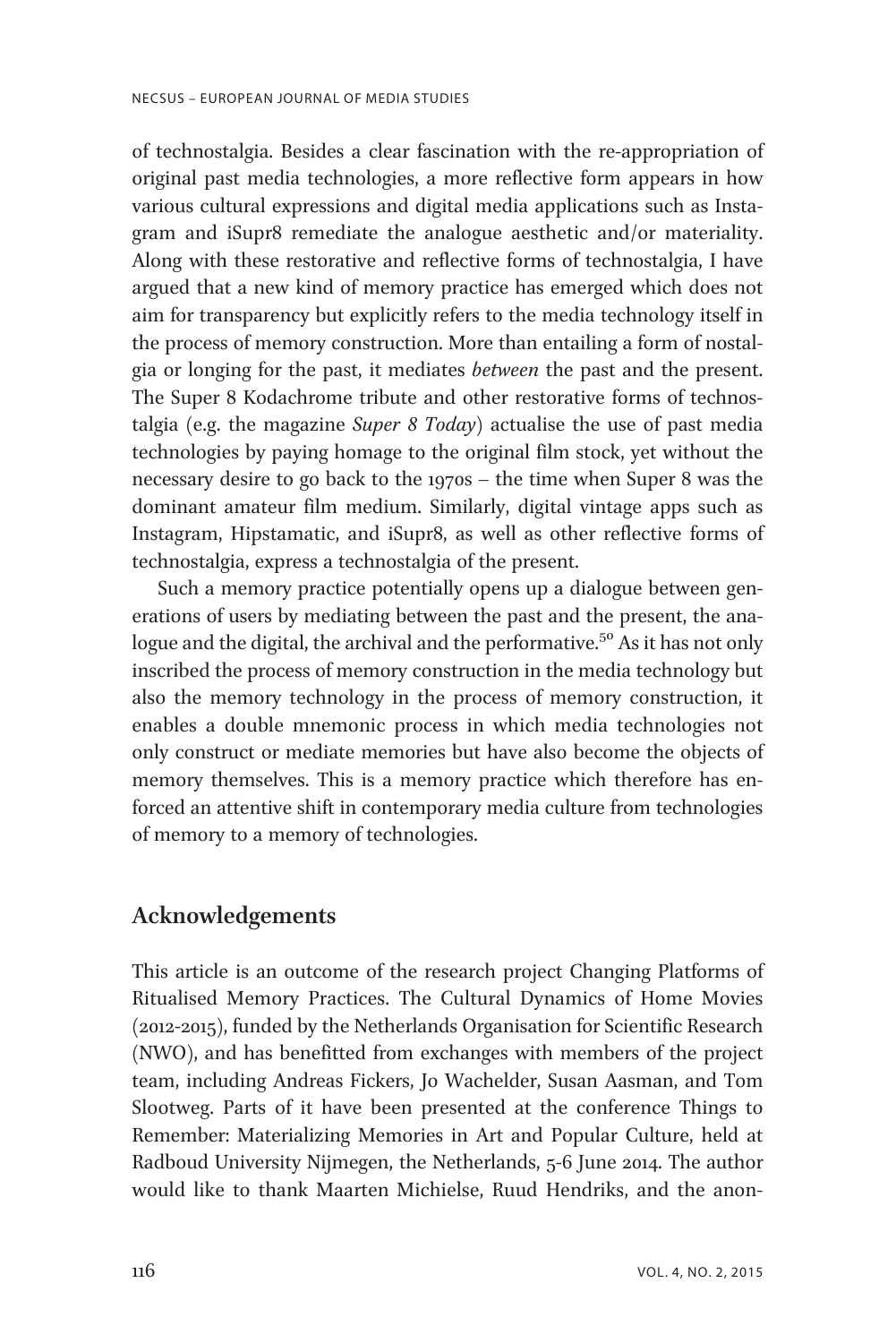of technostalgia. Besides a clear fascination with the re-appropriation of original past media technologies, a more reflective form appears in how various cultural expressions and digital media applications such as Instagram and iSupr8 remediate the analogue aesthetic and/or materiality. Along with these restorative and reflective forms of technostalgia, I have argued that a new kind of memory practice has emerged which does not aim for transparency but explicitly refers to the media technology itself in the process of memory construction. More than entailing a form of nostalgia or longing for the past, it mediates *between* the past and the present. The Super 8 Kodachrome tribute and other restorative forms of technostalgia (e.g. the magazine *Super 8 Today*) actualise the use of past media technologies by paying homage to the original film stock, yet without the necessary desire to go back to the 1970s – the time when Super 8 was the dominant amateur film medium. Similarly, digital vintage apps such as Instagram, Hipstamatic, and iSupr8, as well as other reflective forms of technostalgia, express a technostalgia of the present.

Such a memory practice potentially opens up a dialogue between generations of users by mediating between the past and the present, the analogue and the digital, the archival and the performative.[50] As it has not only inscribed the process of memory construction in the media technology but also the memory technology in the process of memory construction, it enables a double mnemonic process in which media technologies not only construct or mediate memories but have also become the objects of memory themselves. This is a memory practice which therefore has enforced an attentive shift in contemporary media culture from technologies of memory to a memory of technologies.

## Acknowledgements

This article is an outcome of the research project Changing Platforms of Ritualised Memory Practices. The Cultural Dynamics of Home Movies (2012-2015), funded by the Netherlands Organisation for Scientific Research (NWO), and has benefitted from exchanges with members of the project team, including Andreas Fickers, Jo Wachelder, Susan Aasman, and Tom Slootweg. Parts of it have been presented at the conference Things to Remember: Materializing Memories in Art and Popular Culture, held at Radboud University Nijmegen, the Netherlands, 5-6 June 2014. The author would like to thank Maarten Michielse, Ruud Hendriks, and the anon-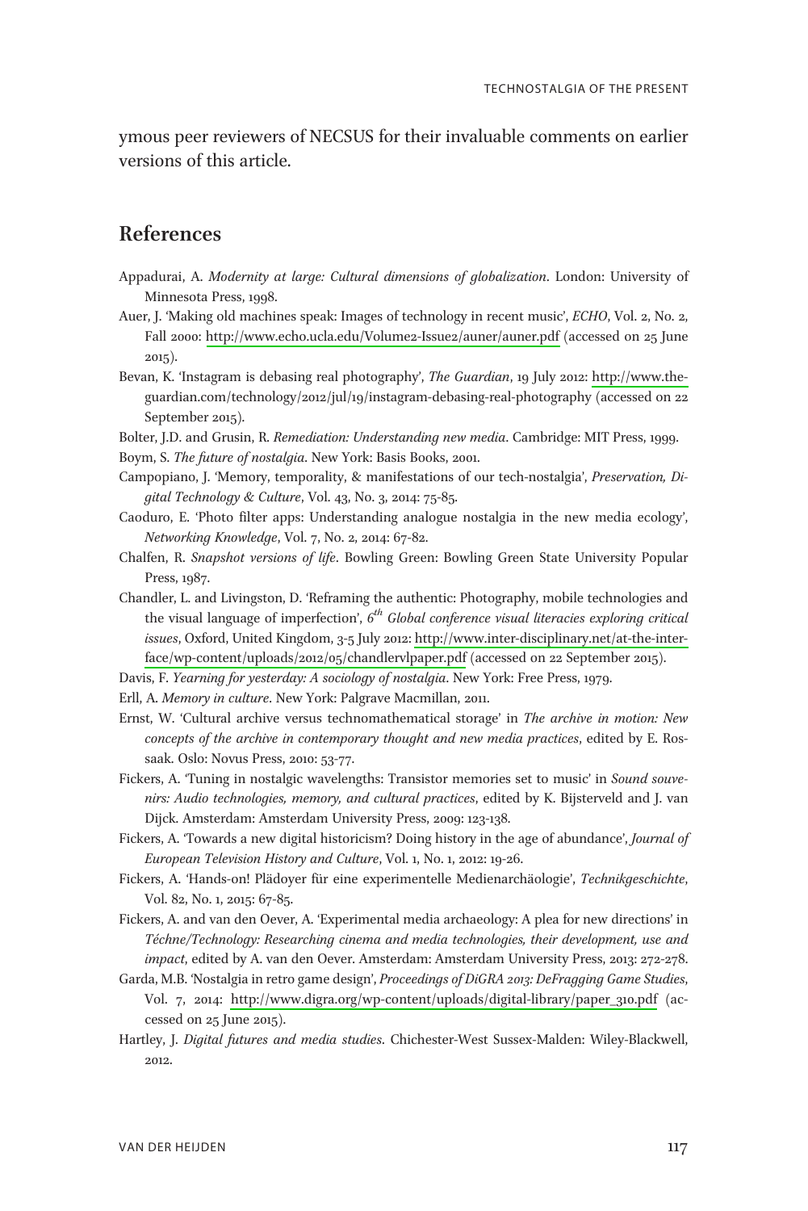ymous peer reviewers of NECSUS for their invaluable comments on earlier versions of this article.

## References

Appadurai, A. *Modernity at large: Cultural dimensions of globalization*. London: University of Minnesota Press, 1998.

Auer, J. 'Making old machines speak: Images of technology in recent music', *ECHO*, Vol. 2, No. 2, Fall 2000: http://www.echo.ucla.edu/Volume2-Issue2/auner/auner.pdf (accessed on 25 June 2015).

Bevan, K. 'Instagram is debasing real photography', *The Guardian*, 19 July 2012: http://www.theguardian.com/technology/2012/jul/19/instagram-debasing-real-photography (accessed on 22 September 2015).

Bolter, J.D. and Grusin, R. *Remediation: Understanding new media*. Cambridge: MIT Press, 1999.

Boym, S. *The future of nostalgia*. New York: Basis Books, 2001.

Campopiano, J. 'Memory, temporality, & manifestations of our tech-nostalgia', *Preservation, Digital Technology & Culture*, Vol. 43, No. 3, 2014: 75-85.

Caoduro, E. 'Photo filter apps: Understanding analogue nostalgia in the new media ecology', *Networking Knowledge*, Vol. 7, No. 2, 2014: 67-82.

Chalfen, R. *Snapshot versions of life*. Bowling Green: Bowling Green State University Popular Press, 1987.

Chandler, L. and Livingston, D. 'Reframing the authentic: Photography, mobile technologies and the visual language of imperfection', *6th Global conference visual literacies exploring critical issues*, Oxford, United Kingdom, 3-5 July 2012: http://www.inter-disciplinary.net/at-the-interface/wp-content/uploads/2012/05/chandlervlpaper.pdf (accessed on 22 September 2015).

Davis, F. *Yearning for yesterday: A sociology of nostalgia*. New York: Free Press, 1979.

Erll, A. *Memory in culture*. New York: Palgrave Macmillan, 2011.

Ernst, W. 'Cultural archive versus technomathematical storage' in *The archive in motion: New concepts of the archive in contemporary thought and new media practices*, edited by E. Rossaak. Oslo: Novus Press, 2010: 53-77.

Fickers, A. 'Tuning in nostalgic wavelengths: Transistor memories set to music' in *Sound souvenirs: Audio technologies, memory, and cultural practices*, edited by K. Bijsterveld and J. van Dijck. Amsterdam: Amsterdam University Press, 2009: 123-138.

Fickers, A. 'Towards a new digital historicism? Doing history in the age of abundance', *Journal of European Television History and Culture*, Vol. 1, No. 1, 2012: 19-26.

Fickers, A. 'Hands-on! Plädoyer für eine experimentelle Medienarchäologie', *Technikgeschichte*, Vol. 82, No. 1, 2015: 67-85.

Fickers, A. and van den Oever, A. 'Experimental media archaeology: A plea for new directions' in *Téchne/Technology: Researching cinema and media technologies, their development, use and impact*, edited by A. van den Oever. Amsterdam: Amsterdam University Press, 2013: 272-278.

Garda, M.B. 'Nostalgia in retro game design', *Proceedings of DiGRA 2013: DeFragging Game Studies*, Vol. 7, 2014: http://www.digra.org/wp-content/uploads/digital-library/paper_310.pdf (accessed on 25 June 2015).

Hartley, J. *Digital futures and media studies*. Chichester-West Sussex-Malden: Wiley-Blackwell, 2012.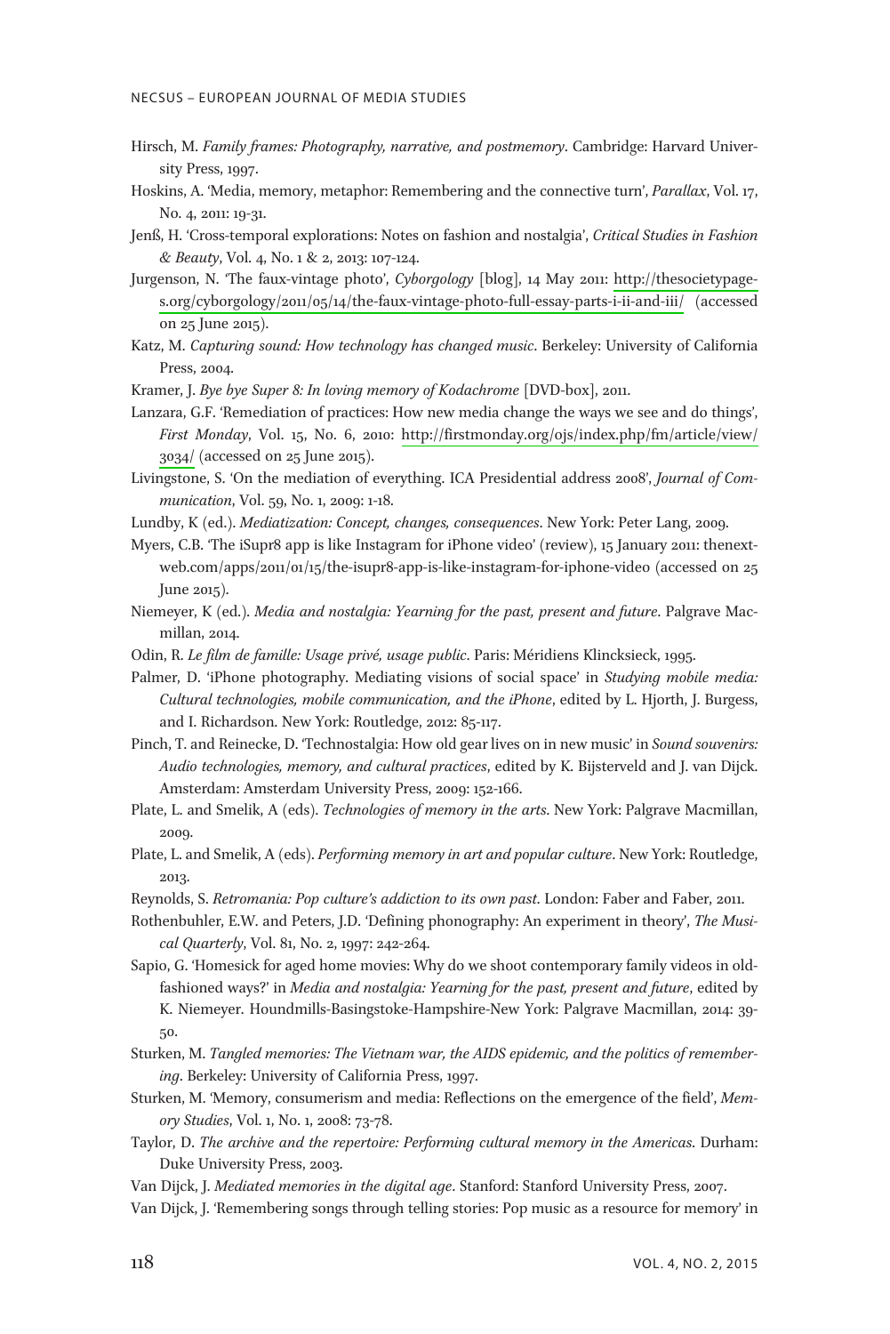Hirsch, M. *Family frames: Photography, narrative, and postmemory*. Cambridge: Harvard University Press, 1997.

Hoskins, A. 'Media, memory, metaphor: Remembering and the connective turn', *Parallax*, Vol. 17, No. 4, 2011: 19-31.

Jenß, H. 'Cross-temporal explorations: Notes on fashion and nostalgia', *Critical Studies in Fashion & Beauty*, Vol. 4, No. 1 & 2, 2013: 107-124.

Jurgenson, N. 'The faux-vintage photo', *Cyborgology* [blog], 14 May 2011: http://thesocietypages.org/cyborgology/2011/05/14/the-faux-vintage-photo-full-essay-parts-i-ii-and-iii/ (accessed on 25 June 2015).

Katz, M. *Capturing sound: How technology has changed music*. Berkeley: University of California Press, 2004.

Kramer, J. *Bye bye Super 8: In loving memory of Kodachrome* [DVD-box], 2011.

Lanzara, G.F. 'Remediation of practices: How new media change the ways we see and do things', *First Monday*, Vol. 15, No. 6, 2010: http://firstmonday.org/ojs/index.php/fm/article/view/3034/ (accessed on 25 June 2015).

Livingstone, S. 'On the mediation of everything. ICA Presidential address 2008', *Journal of Communication*, Vol. 59, No. 1, 2009: 1-18.

Lundby, K (ed.). *Mediatization: Concept, changes, consequences*. New York: Peter Lang, 2009.

Myers, C.B. 'The iSupr8 app is like Instagram for iPhone video' (review), 15 January 2011: thenextweb.com/apps/2011/01/15/the-isupr8-app-is-like-instagram-for-iphone-video (accessed on 25 June 2015).

Niemeyer, K (ed.). *Media and nostalgia: Yearning for the past, present and future*. Palgrave Macmillan, 2014.

Odin, R. *Le film de famille: Usage privé, usage public*. Paris: Méridiens Klincksieck, 1995.

Palmer, D. 'iPhone photography. Mediating visions of social space' in *Studying mobile media: Cultural technologies, mobile communication, and the iPhone*, edited by L. Hjorth, J. Burgess, and I. Richardson. New York: Routledge, 2012: 85-117.

Pinch, T. and Reinecke, D. 'Technostalgia: How old gear lives on in new music' in *Sound souvenirs: Audio technologies, memory, and cultural practices*, edited by K. Bijsterveld and J. van Dijck. Amsterdam: Amsterdam University Press, 2009: 152-166.

Plate, L. and Smelik, A (eds). *Technologies of memory in the arts*. New York: Palgrave Macmillan, 2009.

Plate, L. and Smelik, A (eds). *Performing memory in art and popular culture*. New York: Routledge, 2013.

Reynolds, S. *Retromania: Pop culture's addiction to its own past*. London: Faber and Faber, 2011.

Rothenbuhler, E.W. and Peters, J.D. 'Defining phonography: An experiment in theory', *The Musical Quarterly*, Vol. 81, No. 2, 1997: 242-264.

Sapio, G. 'Homesick for aged home movies: Why do we shoot contemporary family videos in old-fashioned ways?' in *Media and nostalgia: Yearning for the past, present and future*, edited by K. Niemeyer. Houndmills-Basingstoke-Hampshire-New York: Palgrave Macmillan, 2014: 39-50.

Sturken, M. *Tangled memories: The Vietnam war, the AIDS epidemic, and the politics of remembering*. Berkeley: University of California Press, 1997.

Sturken, M. 'Memory, consumerism and media: Reflections on the emergence of the field', *Memory Studies*, Vol. 1, No. 1, 2008: 73-78.

Taylor, D. *The archive and the repertoire: Performing cultural memory in the Americas*. Durham: Duke University Press, 2003.

Van Dijck, J. *Mediated memories in the digital age*. Stanford: Stanford University Press, 2007.

Van Dijck, J. 'Remembering songs through telling stories: Pop music as a resource for memory' in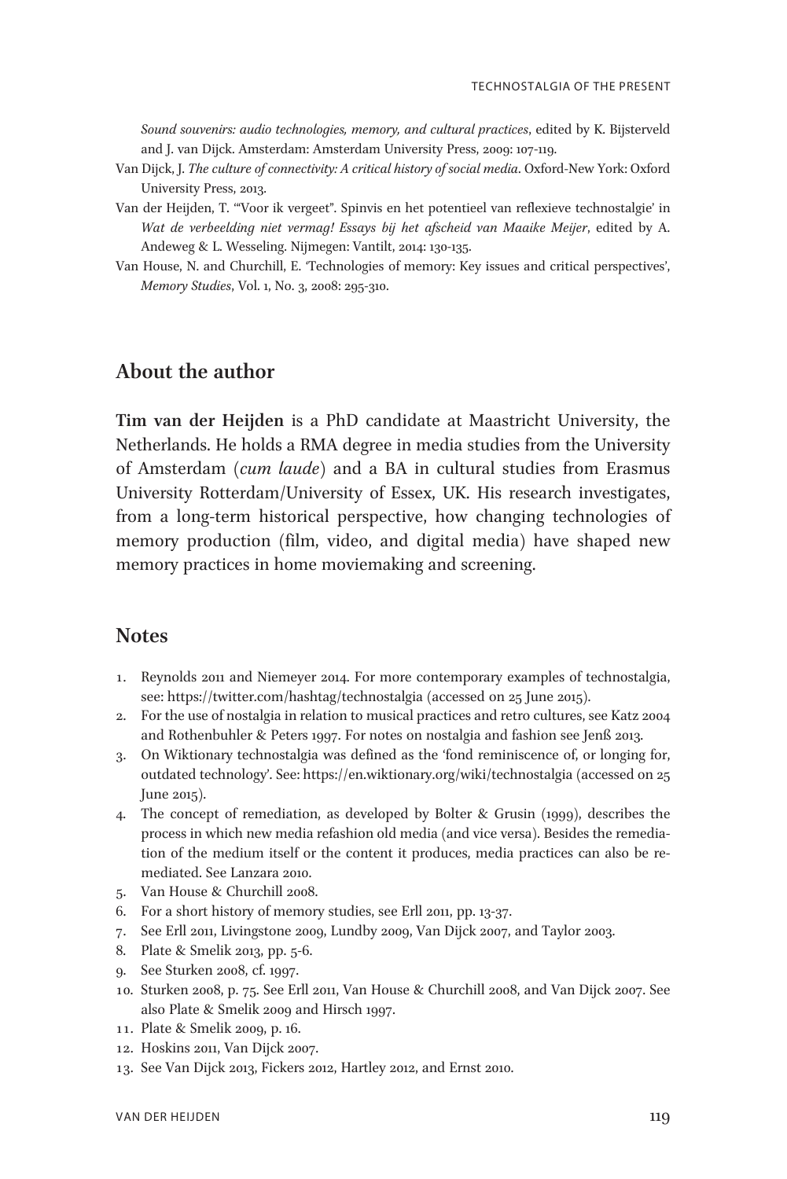*Sound souvenirs: audio technologies, memory, and cultural practices*, edited by K. Bijsterveld and J. van Dijck. Amsterdam: Amsterdam University Press, 2009: 107-119.

Van Dijck, J. *The culture of connectivity: A critical history of social media*. Oxford-New York: Oxford University Press, 2013.

Van der Heijden, T. '"Voor ik vergeet". Spinvis en het potentieel van reflexieve technostalgie' in *Wat de verbeelding niet vermag! Essays bij het afscheid van Maaike Meijer*, edited by A. Andeweg & L. Wesseling. Nijmegen: Vantilt, 2014: 130-135.

Van House, N. and Churchill, E. 'Technologies of memory: Key issues and critical perspectives', *Memory Studies*, Vol. 1, No. 3, 2008: 295-310.

## About the author

**Tim van der Heijden** is a PhD candidate at Maastricht University, the Netherlands. He holds a RMA degree in media studies from the University of Amsterdam (*cum laude*) and a BA in cultural studies from Erasmus University Rotterdam/University of Essex, UK. His research investigates, from a long-term historical perspective, how changing technologies of memory production (film, video, and digital media) have shaped new memory practices in home moviemaking and screening.

## Notes

1. Reynolds 2011 and Niemeyer 2014. For more contemporary examples of technostalgia, see: https://twitter.com/hashtag/technostalgia (accessed on 25 June 2015).
2. For the use of nostalgia in relation to musical practices and retro cultures, see Katz 2004 and Rothenbuhler & Peters 1997. For notes on nostalgia and fashion see Jenß 2013.
3. On Wiktionary technostalgia was defined as the 'fond reminiscence of, or longing for, outdated technology'. See: https://en.wiktionary.org/wiki/technostalgia (accessed on 25 June 2015).
4. The concept of remediation, as developed by Bolter & Grusin (1999), describes the process in which new media refashion old media (and vice versa). Besides the remediation of the medium itself or the content it produces, media practices can also be remediated. See Lanzara 2010.
5. Van House & Churchill 2008.
6. For a short history of memory studies, see Erll 2011, pp. 13-37.
7. See Erll 2011, Livingstone 2009, Lundby 2009, Van Dijck 2007, and Taylor 2003.
8. Plate & Smelik 2013, pp. 5-6.
9. See Sturken 2008, cf. 1997.
10. Sturken 2008, p. 75. See Erll 2011, Van House & Churchill 2008, and Van Dijck 2007. See also Plate & Smelik 2009 and Hirsch 1997.
11. Plate & Smelik 2009, p. 16.
12. Hoskins 2011, Van Dijck 2007.
13. See Van Dijck 2013, Fickers 2012, Hartley 2012, and Ernst 2010.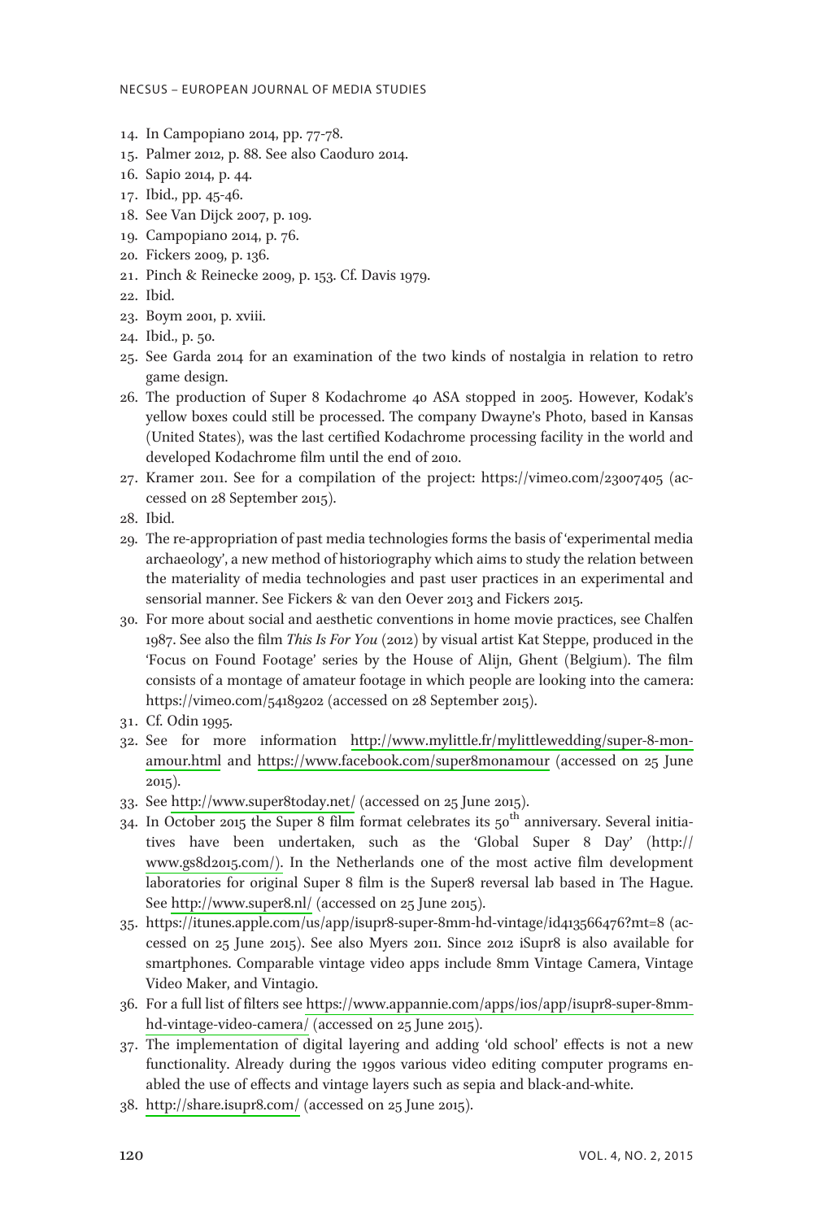14. In Campopiano 2014, pp. 77-78.
15. Palmer 2012, p. 88. See also Caoduro 2014.
16. Sapio 2014, p. 44.
17. Ibid., pp. 45-46.
18. See Van Dijck 2007, p. 109.
19. Campopiano 2014, p. 76.
20. Fickers 2009, p. 136.
21. Pinch & Reinecke 2009, p. 153. Cf. Davis 1979.
22. Ibid.
23. Boym 2001, p. xviii.
24. Ibid., p. 50.
25. See Garda 2014 for an examination of the two kinds of nostalgia in relation to retro game design.
26. The production of Super 8 Kodachrome 40 ASA stopped in 2005. However, Kodak's yellow boxes could still be processed. The company Dwayne's Photo, based in Kansas (United States), was the last certified Kodachrome processing facility in the world and developed Kodachrome film until the end of 2010.
27. Kramer 2011. See for a compilation of the project: https://vimeo.com/23007405 (accessed on 28 September 2015).
28. Ibid.
29. The re-appropriation of past media technologies forms the basis of 'experimental media archaeology', a new method of historiography which aims to study the relation between the materiality of media technologies and past user practices in an experimental and sensorial manner. See Fickers & van den Oever 2013 and Fickers 2015.
30. For more about social and aesthetic conventions in home movie practices, see Chalfen 1987. See also the film *This Is For You* (2012) by visual artist Kat Steppe, produced in the 'Focus on Found Footage' series by the House of Alijn, Ghent (Belgium). The film consists of a montage of amateur footage in which people are looking into the camera: https://vimeo.com/54189202 (accessed on 28 September 2015).
31. Cf. Odin 1995.
32. See for more information http://www.mylittle.fr/mylittlewedding/super-8-mon-amour.html and https://www.facebook.com/super8monamour (accessed on 25 June 2015).
33. See http://www.super8today.net/ (accessed on 25 June 2015).
34. In October 2015 the Super 8 film format celebrates its 50th anniversary. Several initiatives have been undertaken, such as the 'Global Super 8 Day' (http://www.gs8d2015.com/). In the Netherlands one of the most active film development laboratories for original Super 8 film is the Super8 reversal lab based in The Hague. See http://www.super8.nl/ (accessed on 25 June 2015).
35. https://itunes.apple.com/us/app/isupr8-super-8mm-hd-vintage/id413566476?mt=8 (accessed on 25 June 2015). See also Myers 2011. Since 2012 iSupr8 is also available for smartphones. Comparable vintage video apps include 8mm Vintage Camera, Vintage Video Maker, and Vintagio.
36. For a full list of filters see https://www.appannie.com/apps/ios/app/isupr8-super-8mm-hd-vintage-video-camera/ (accessed on 25 June 2015).
37. The implementation of digital layering and adding 'old school' effects is not a new functionality. Already during the 1990s various video editing computer programs enabled the use of effects and vintage layers such as sepia and black-and-white.
38. http://share.isupr8.com/ (accessed on 25 June 2015).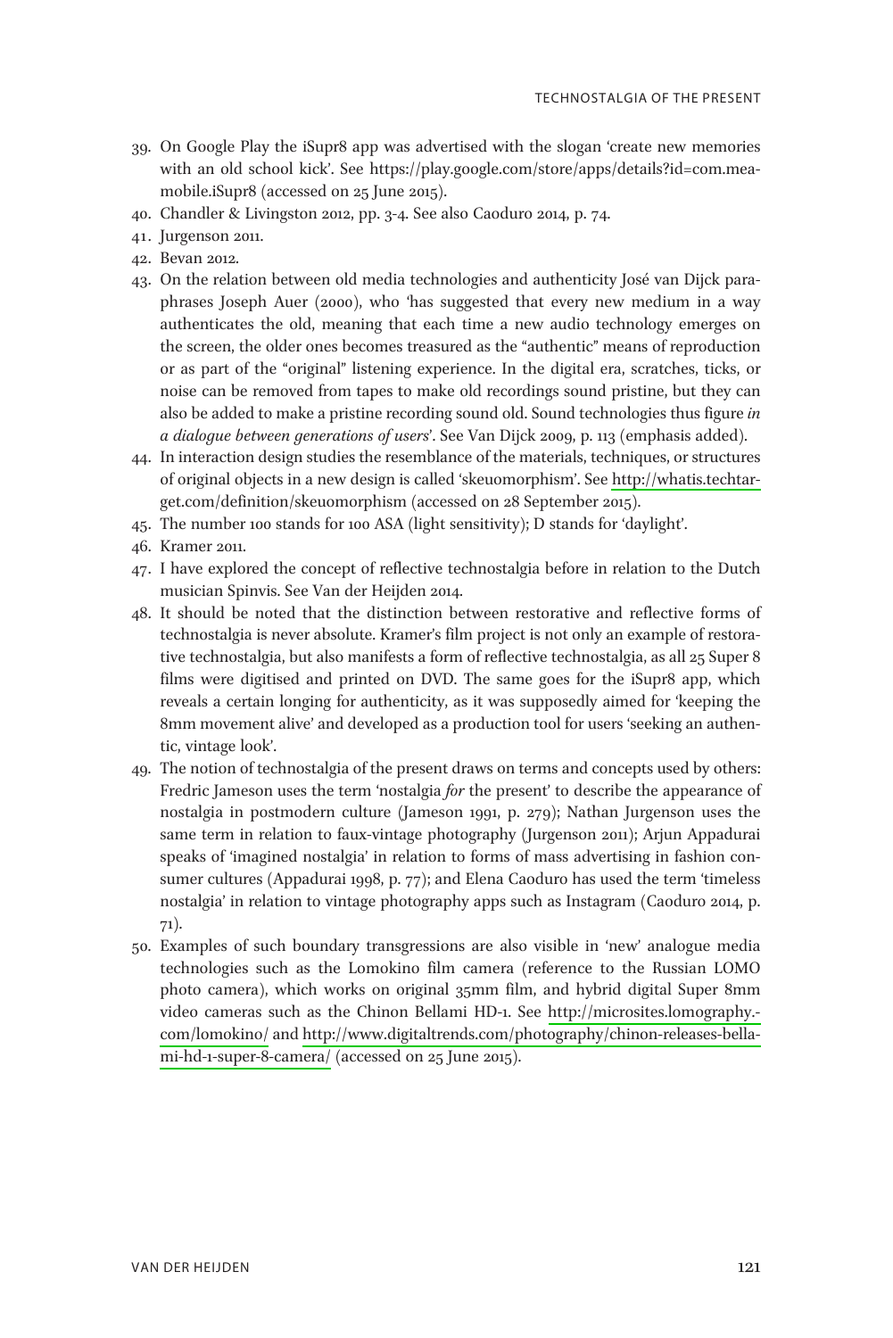39. On Google Play the iSupr8 app was advertised with the slogan 'create new memories with an old school kick'. See https://play.google.com/store/apps/details?id=com.meamobile.iSupr8 (accessed on 25 June 2015).
40. Chandler & Livingston 2012, pp. 3-4. See also Caoduro 2014, p. 74.
41. Jurgenson 2011.
42. Bevan 2012.
43. On the relation between old media technologies and authenticity José van Dijck paraphrases Joseph Auer (2000), who 'has suggested that every new medium in a way authenticates the old, meaning that each time a new audio technology emerges on the screen, the older ones becomes treasured as the "authentic" means of reproduction or as part of the "original" listening experience. In the digital era, scratches, ticks, or noise can be removed from tapes to make old recordings sound pristine, but they can also be added to make a pristine recording sound old. Sound technologies thus figure *in a dialogue between generations of users*'. See Van Dijck 2009, p. 113 (emphasis added).
44. In interaction design studies the resemblance of the materials, techniques, or structures of original objects in a new design is called 'skeuomorphism'. See http://whatis.techtarget.com/definition/skeuomorphism (accessed on 28 September 2015).
45. The number 100 stands for 100 ASA (light sensitivity); D stands for 'daylight'.
46. Kramer 2011.
47. I have explored the concept of reflective technostalgia before in relation to the Dutch musician Spinvis. See Van der Heijden 2014.
48. It should be noted that the distinction between restorative and reflective forms of technostalgia is never absolute. Kramer's film project is not only an example of restorative technostalgia, but also manifests a form of reflective technostalgia, as all 25 Super 8 films were digitised and printed on DVD. The same goes for the iSupr8 app, which reveals a certain longing for authenticity, as it was supposedly aimed for 'keeping the 8mm movement alive' and developed as a production tool for users 'seeking an authentic, vintage look'.
49. The notion of technostalgia of the present draws on terms and concepts used by others: Fredric Jameson uses the term 'nostalgia *for* the present' to describe the appearance of nostalgia in postmodern culture (Jameson 1991, p. 279); Nathan Jurgenson uses the same term in relation to faux-vintage photography (Jurgenson 2011); Arjun Appadurai speaks of 'imagined nostalgia' in relation to forms of mass advertising in fashion consumer cultures (Appadurai 1998, p. 77); and Elena Caoduro has used the term 'timeless nostalgia' in relation to vintage photography apps such as Instagram (Caoduro 2014, p. 71).
50. Examples of such boundary transgressions are also visible in 'new' analogue media technologies such as the Lomokino film camera (reference to the Russian LOMO photo camera), which works on original 35mm film, and hybrid digital Super 8mm video cameras such as the Chinon Bellami HD-1. See http://microsites.lomography.com/lomokino/ and http://www.digitaltrends.com/photography/chinon-releases-bellami-hd-1-super-8-camera/ (accessed on 25 June 2015).